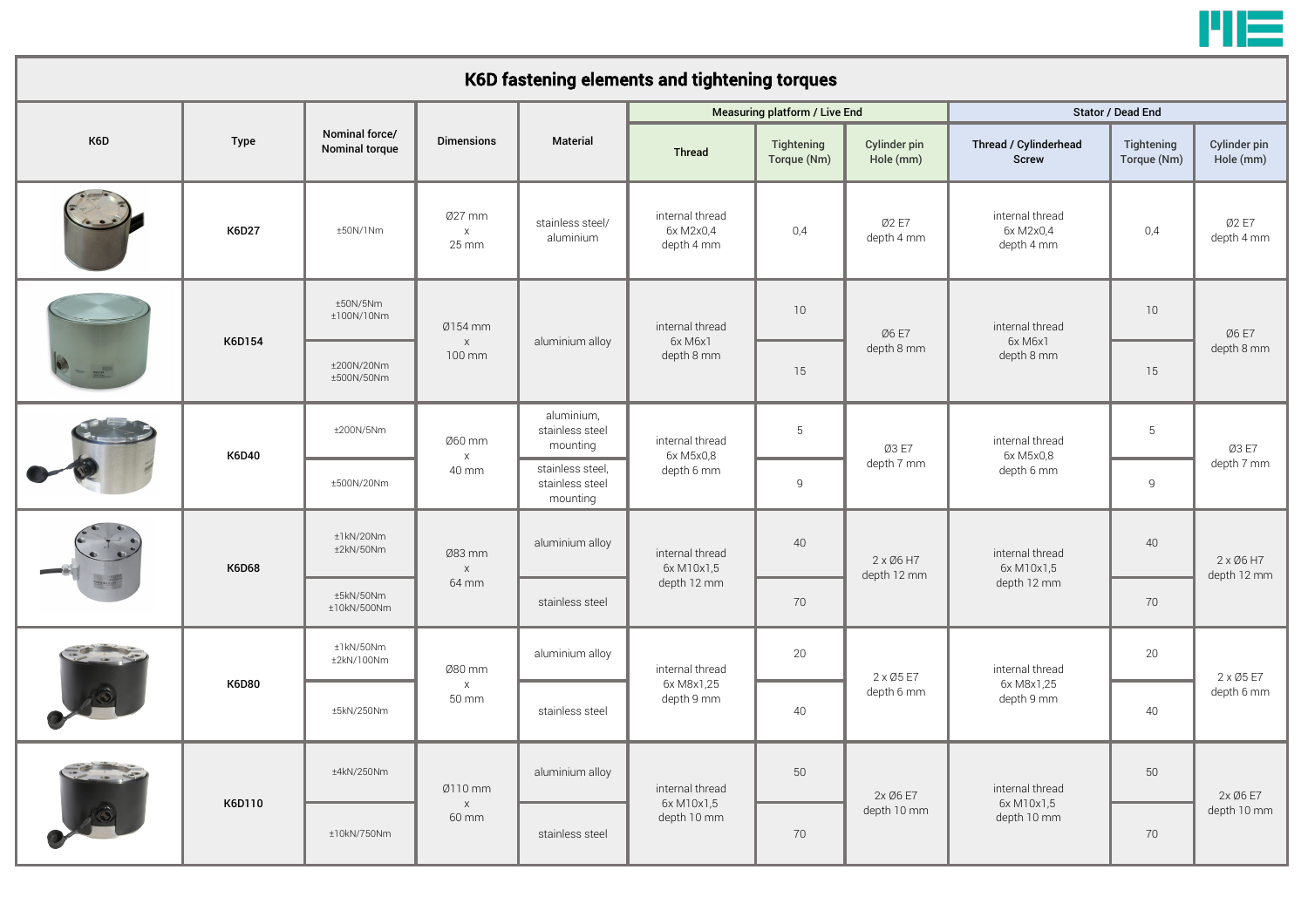# K6D fastening elements and tightening torques

| K6D | Type | Nominal force/ Nominal torque | Dimensions | Material | Measuring platform / Live End | | | Stator / Dead End | | |
|---|---|---|---|---|---|---|---|---|---|---|
| | | | | | Thread | Tightening Torque (Nm) | Cylinder pin Hole (mm) | Thread / Cylinderhead Screw | Tightening Torque (Nm) | Cylinder pin Hole (mm) |
| | K6D27 | ±50N/1Nm | Ø27 mm x 25 mm | stainless steel/ aluminium | internal thread 6x M2x0,4 depth 4 mm | 0,4 | Ø2 E7 depth 4 mm | internal thread 6x M2x0,4 depth 4 mm | 0,4 | Ø2 E7 depth 4 mm |
| | K6D154 | ±50N/5Nm ±100N/10Nm | Ø154 mm x 100 mm | aluminium alloy | internal thread 6x M6x1 depth 8 mm | 10 | Ø6 E7 depth 8 mm | internal thread 6x M6x1 depth 8 mm | 10 | Ø6 E7 depth 8 mm |
| | | ±200N/20Nm ±500N/50Nm | | | | 15 | | | 15 | |
| | K6D40 | ±200N/5Nm | Ø60 mm x 40 mm | aluminium, stainless steel mounting | internal thread 6x M5x0,8 depth 6 mm | 5 | Ø3 E7 depth 7 mm | internal thread 6x M5x0,8 depth 6 mm | 5 | Ø3 E7 depth 7 mm |
| | | ±500N/20Nm | | stainless steel, stainless steel mounting | | 9 | | | 9 | |
| | K6D68 | ±1kN/20Nm ±2kN/50Nm | Ø83 mm x 64 mm | aluminium alloy | internal thread 6x M10x1,5 depth 12 mm | 40 | 2 x Ø6 H7 depth 12 mm | internal thread 6x M10x1,5 depth 12 mm | 40 | 2 x Ø6 H7 depth 12 mm |
| | | ±5kN/50Nm ±10kN/500Nm | | stainless steel | | 70 | | | 70 | |
| | K6D80 | ±1kN/50Nm ±2kN/100Nm | Ø80 mm x 50 mm | aluminium alloy | internal thread 6x M8x1,25 depth 9 mm | 20 | 2 x Ø5 E7 depth 6 mm | internal thread 6x M8x1,25 depth 9 mm | 20 | 2 x Ø5 E7 depth 6 mm |
| | | ±5kN/250Nm | | stainless steel | | 40 | | | 40 | |
| | K6D110 | ±4kN/250Nm | Ø110 mm x 60 mm | aluminium alloy | internal thread 6x M10x1,5 depth 10 mm | 50 | 2x Ø6 E7 depth 10 mm | internal thread 6x M10x1,5 depth 10 mm | 50 | 2x Ø6 E7 depth 10 mm |
| | | ±10kN/750Nm | | stainless steel | | 70 | | | 70 | |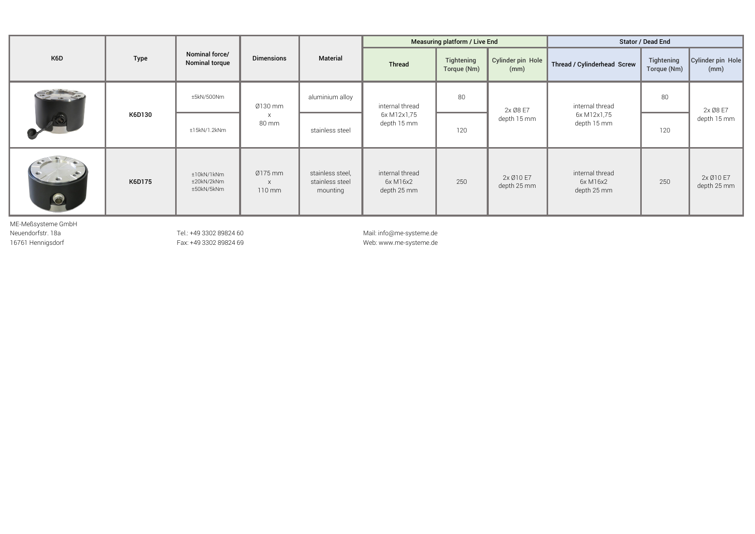| K6D | Type | Nominal force/ Nominal torque | Dimensions | Material | Measuring platform / Live End | | | Stator / Dead End | | |
|---|---|---|---|---|---|---|---|---|---|---|
| | | | | | Thread | Tightening Torque (Nm) | Cylinder pin Hole (mm) | Thread / Cylinderhead Screw | Tightening Torque (Nm) | Cylinder pin Hole (mm) |
| | K6D130 | ±5kN/500Nm | Ø130 mm x 80 mm | aluminium alloy | internal thread 6x M12x1,75 depth 15 mm | 80 | 2x Ø8 E7 depth 15 mm | internal thread 6x M12x1,75 depth 15 mm | 80 | 2x Ø8 E7 depth 15 mm |
| | | ±15kN/1.2kNm | | stainless steel | | 120 | | | 120 | |
| | K6D175 | ±10kN/1kNm ±20kN/2kNm ±50kN/5kNm | Ø175 mm x 110 mm | stainless steel, stainless steel mounting | internal thread 6x M16x2 depth 25 mm | 250 | 2x Ø10 E7 depth 25 mm | internal thread 6x M16x2 depth 25 mm | 250 | 2x Ø10 E7 depth 25 mm |

ME-Meßsysteme GmbH
Neuendorfstr. 18a
16761 Hennigsdorf

Tel.: +49 3302 89824 60
Fax: +49 3302 89824 69

Mail: info@me-systeme.de
Web: www.me-systeme.de